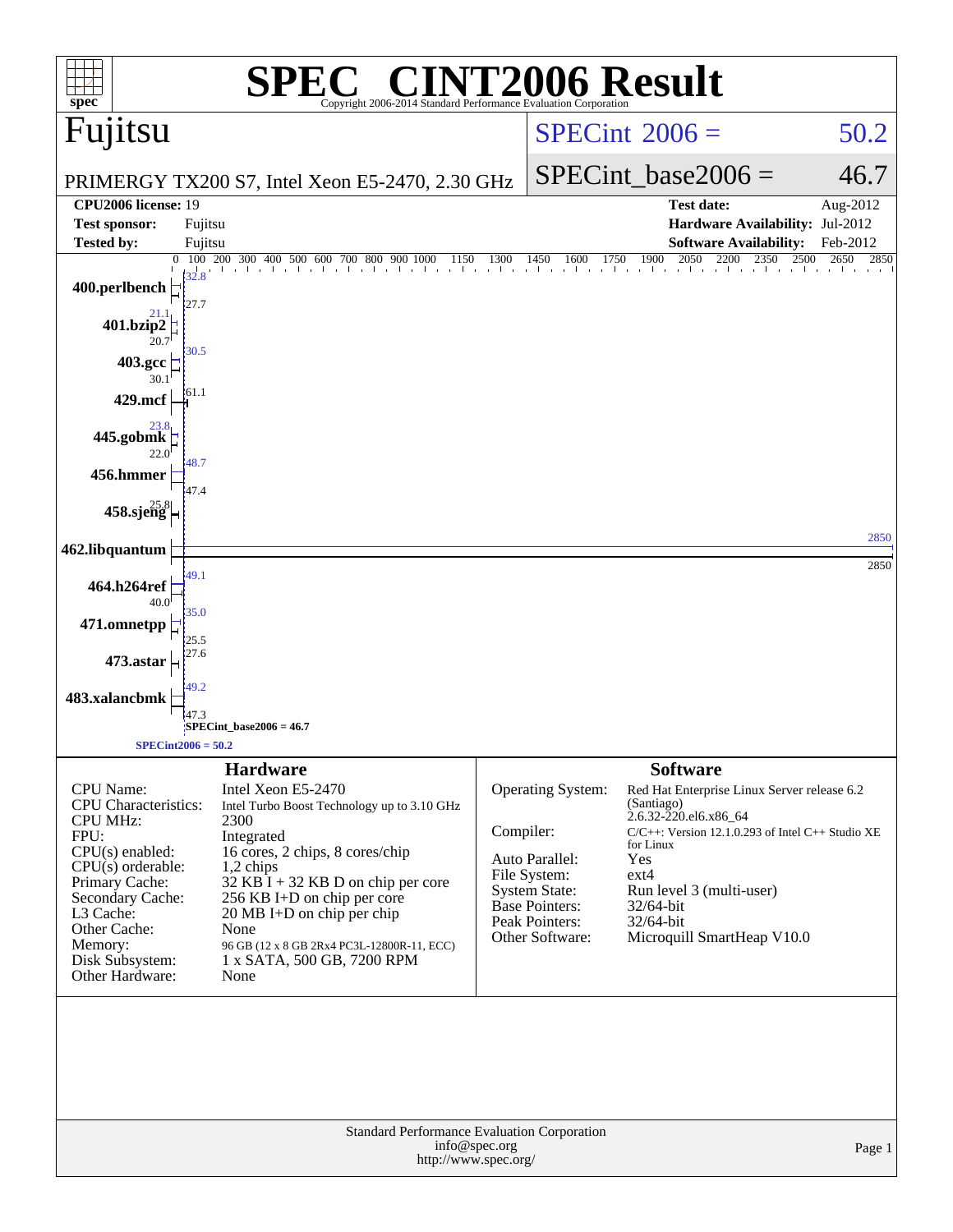# SPEC® CINT2006 Result

Copyright 2006-2014 Standard Performance Evaluation Corporation

## Fujitsu

PRIMERGY TX200 S7, Intel Xeon E5-2470, 2.30 GHz

SPECint_2006 = 50.2

SPECint_base2006 = 46.7

| | | | |
|---|---|---|---|
| **CPU2006 license:** | 19 | **Test date:** | Aug-2012 |
| **Test sponsor:** | Fujitsu | **Hardware Availability:** | Jul-2012 |
| **Tested by:** | Fujitsu | **Software Availability:** | Feb-2012 |

| Benchmark | Peak | Base |
|---|---|---|
| 400.perlbench | 32.8 | 27.7 |
| 401.bzip2 | 21.1 | 20.7 |
| 403.gcc | 30.5 | 30.1 |
| 429.mcf | 61.1 | |
| 445.gobmk | 23.8 | 22.0 |
| 456.hmmer | 48.7 | 47.4 |
| 458.sjeng | 25.8 | |
| 462.libquantum | 2850 | 2850 |
| 464.h264ref | 49.1 | 40.0 |
| 471.omnetpp | 35.0 | 25.5 |
| 473.astar | 27.6 | |
| 483.xalancbmk | 49.2 | 47.3 |

SPECint_base2006 = 46.7

SPECint2006 = 50.2

### Hardware

| | |
|---|---|
| CPU Name: | Intel Xeon E5-2470 |
| CPU Characteristics: | Intel Turbo Boost Technology up to 3.10 GHz |
| CPU MHz: | 2300 |
| FPU: | Integrated |
| CPU(s) enabled: | 16 cores, 2 chips, 8 cores/chip |
| CPU(s) orderable: | 1,2 chips |
| Primary Cache: | 32 KB I + 32 KB D on chip per core |
| Secondary Cache: | 256 KB I+D on chip per core |
| L3 Cache: | 20 MB I+D on chip per chip |
| Other Cache: | None |
| Memory: | 96 GB (12 x 8 GB 2Rx4 PC3L-12800R-11, ECC) |
| Disk Subsystem: | 1 x SATA, 500 GB, 7200 RPM |
| Other Hardware: | None |

### Software

| | |
|---|---|
| Operating System: | Red Hat Enterprise Linux Server release 6.2 (Santiago) 2.6.32-220.el6.x86_64 |
| Compiler: | C/C++: Version 12.1.0.293 of Intel C++ Studio XE for Linux |
| Auto Parallel: | Yes |
| File System: | ext4 |
| System State: | Run level 3 (multi-user) |
| Base Pointers: | 32/64-bit |
| Peak Pointers: | 32/64-bit |
| Other Software: | Microquill SmartHeap V10.0 |

Standard Performance Evaluation Corporation
info@spec.org
http://www.spec.org/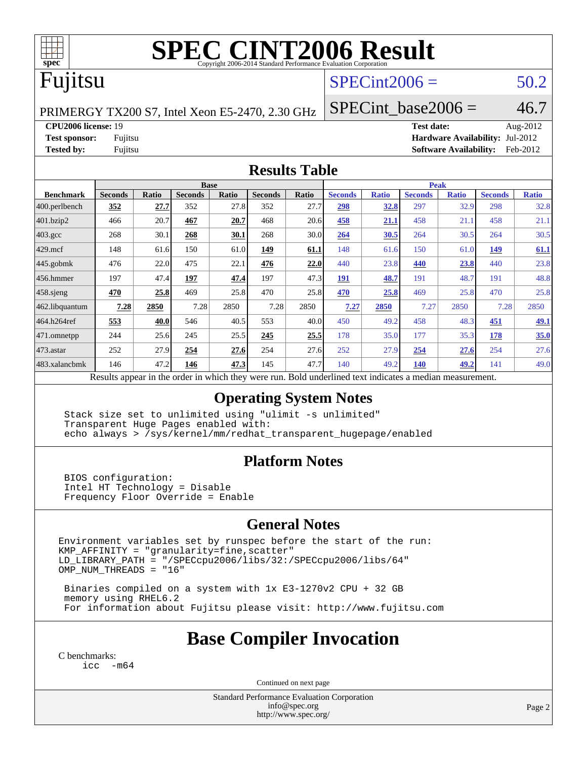# SPEC CINT2006 Result

Copyright 2006-2014 Standard Performance Evaluation Corporation

# Fujitsu

PRIMERGY TX200 S7, Intel Xeon E5-2470, 2.30 GHz

SPECint2006 = 50.2

SPECint_base2006 = 46.7

| | | | |
|---|---|---|---|
| **CPU2006 license:** 19 | | **Test date:** | Aug-2012 |
| **Test sponsor:** | Fujitsu | **Hardware Availability:** | Jul-2012 |
| **Tested by:** | Fujitsu | **Software Availability:** | Feb-2012 |

## Results Table

| | Base | | | | | | Peak | | | | | |
|---|---|---|---|---|---|---|---|---|---|---|---|---|
| **Benchmark** | **Seconds** | **Ratio** | **Seconds** | **Ratio** | **Seconds** | **Ratio** | **Seconds** | **Ratio** | **Seconds** | **Ratio** | **Seconds** | **Ratio** |
| 400.perlbench | **352** | **27.7** | 352 | 27.8 | 352 | 27.7 | **298** | **32.8** | 297 | 32.9 | 298 | 32.8 |
| 401.bzip2 | 466 | 20.7 | **467** | **20.7** | 468 | 20.6 | **458** | **21.1** | 458 | 21.1 | 458 | 21.1 |
| 403.gcc | 268 | 30.1 | **268** | **30.1** | 268 | 30.0 | **264** | **30.5** | 264 | 30.5 | 264 | 30.5 |
| 429.mcf | 148 | 61.6 | 150 | 61.0 | **149** | **61.1** | 148 | 61.6 | 150 | 61.0 | **149** | **61.1** |
| 445.gobmk | 476 | 22.0 | 475 | 22.1 | **476** | **22.0** | 440 | 23.8 | **440** | **23.8** | 440 | 23.8 |
| 456.hmmer | 197 | 47.4 | **197** | **47.4** | 197 | 47.3 | **191** | **48.7** | 191 | 48.7 | 191 | 48.8 |
| 458.sjeng | **470** | **25.8** | 469 | 25.8 | 470 | 25.8 | **470** | **25.8** | 469 | 25.8 | 470 | 25.8 |
| 462.libquantum | **7.28** | **2850** | 7.28 | 2850 | 7.28 | 2850 | **7.27** | **2850** | 7.27 | 2850 | 7.28 | 2850 |
| 464.h264ref | **553** | **40.0** | 546 | 40.5 | 553 | 40.0 | 450 | 49.2 | 458 | 48.3 | **451** | **49.1** |
| 471.omnetpp | 244 | 25.6 | 245 | 25.5 | **245** | **25.5** | 178 | 35.0 | 177 | 35.3 | **178** | **35.0** |
| 473.astar | 252 | 27.9 | **254** | **27.6** | 254 | 27.6 | 252 | 27.9 | **254** | **27.6** | 254 | 27.6 |
| 483.xalancbmk | 146 | 47.2 | **146** | **47.3** | 145 | 47.7 | 140 | 49.2 | **140** | **49.2** | 141 | 49.0 |

Results appear in the order in which they were run. Bold underlined text indicates a median measurement.

## Operating System Notes

```
Stack size set to unlimited using "ulimit -s unlimited"
Transparent Huge Pages enabled with:
echo always > /sys/kernel/mm/redhat_transparent_hugepage/enabled
```

## Platform Notes

```
BIOS configuration:
Intel HT Technology = Disable
Frequency Floor Override = Enable
```

## General Notes

```
Environment variables set by runspec before the start of the run:
KMP_AFFINITY = "granularity=fine,scatter"
LD_LIBRARY_PATH = "/SPECcpu2006/libs/32:/SPECcpu2006/libs/64"
OMP_NUM_THREADS = "16"

 Binaries compiled on a system with 1x E3-1270v2 CPU + 32 GB
 memory using RHEL6.2
 For information about Fujitsu please visit: http://www.fujitsu.com
```

## Base Compiler Invocation

C benchmarks:
```
icc  -m64
```

Continued on next page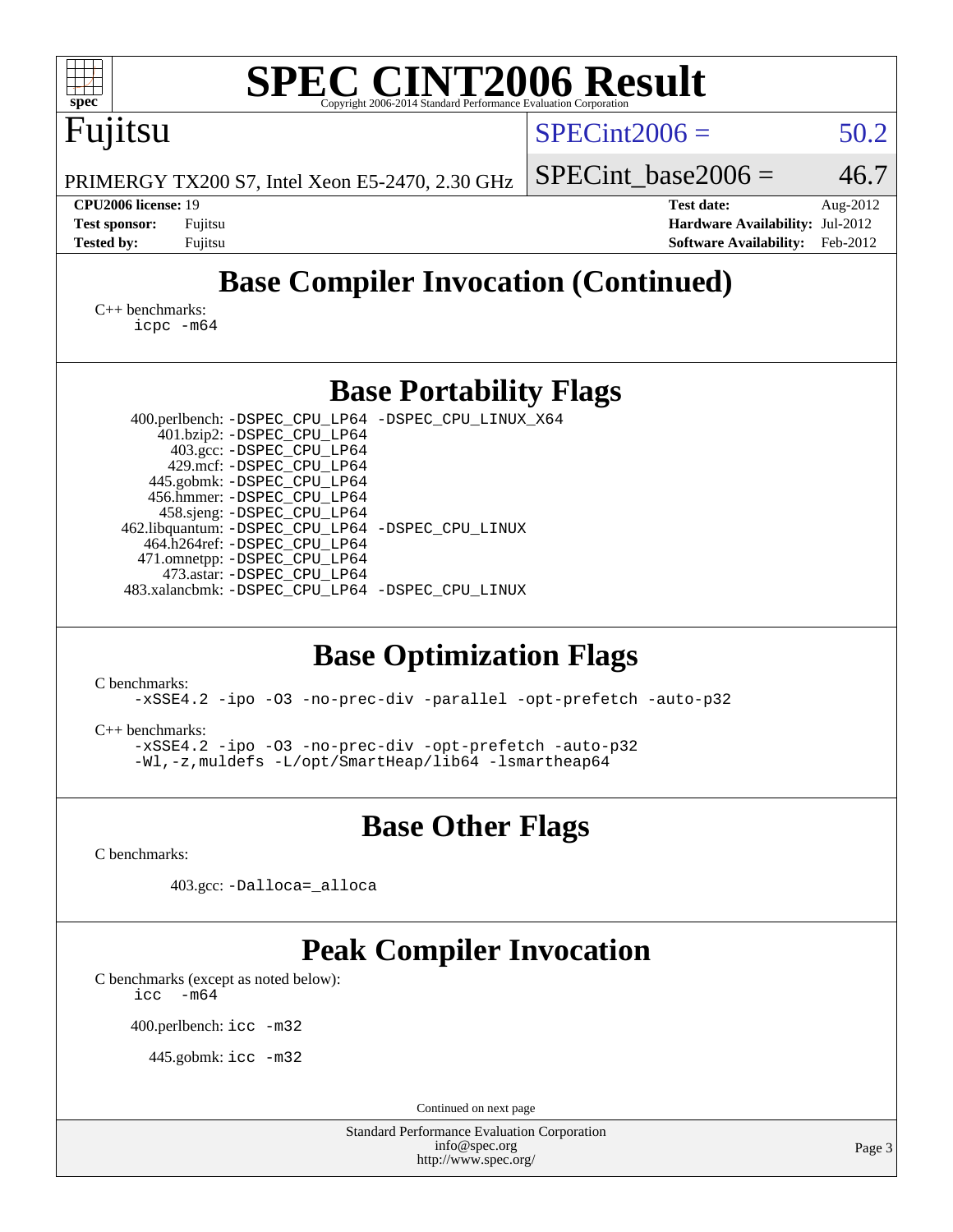# SPEC CINT2006 Result

Copyright 2006-2014 Standard Performance Evaluation Corporation

Fujitsu

PRIMERGY TX200 S7, Intel Xeon E5-2470, 2.30 GHz

SPECint2006 = 50.2

SPECint_base2006 = 46.7

**CPU2006 license:** 19
**Test sponsor:** Fujitsu
**Tested by:** Fujitsu

**Test date:** Aug-2012
**Hardware Availability:** Jul-2012
**Software Availability:** Feb-2012

## Base Compiler Invocation (Continued)

C++ benchmarks:
```
icpc -m64
```

## Base Portability Flags

```
   400.perlbench: -DSPEC_CPU_LP64 -DSPEC_CPU_LINUX_X64
       401.bzip2: -DSPEC_CPU_LP64
         403.gcc: -DSPEC_CPU_LP64
         429.mcf: -DSPEC_CPU_LP64
       445.gobmk: -DSPEC_CPU_LP64
       456.hmmer: -DSPEC_CPU_LP64
       458.sjeng: -DSPEC_CPU_LP64
  462.libquantum: -DSPEC_CPU_LP64 -DSPEC_CPU_LINUX
     464.h264ref: -DSPEC_CPU_LP64
     471.omnetpp: -DSPEC_CPU_LP64
       473.astar: -DSPEC_CPU_LP64
   483.xalancbmk: -DSPEC_CPU_LP64 -DSPEC_CPU_LINUX
```

## Base Optimization Flags

C benchmarks:
```
-xSSE4.2 -ipo -O3 -no-prec-div -parallel -opt-prefetch -auto-p32
```

C++ benchmarks:
```
-xSSE4.2 -ipo -O3 -no-prec-div -opt-prefetch -auto-p32
-Wl,-z,muldefs -L/opt/SmartHeap/lib64 -lsmartheap64
```

## Base Other Flags

C benchmarks:

```
403.gcc: -Dalloca=_alloca
```

## Peak Compiler Invocation

C benchmarks (except as noted below):
```
icc  -m64
```

400.perlbench: `icc -m32`

445.gobmk: `icc -m32`

Continued on next page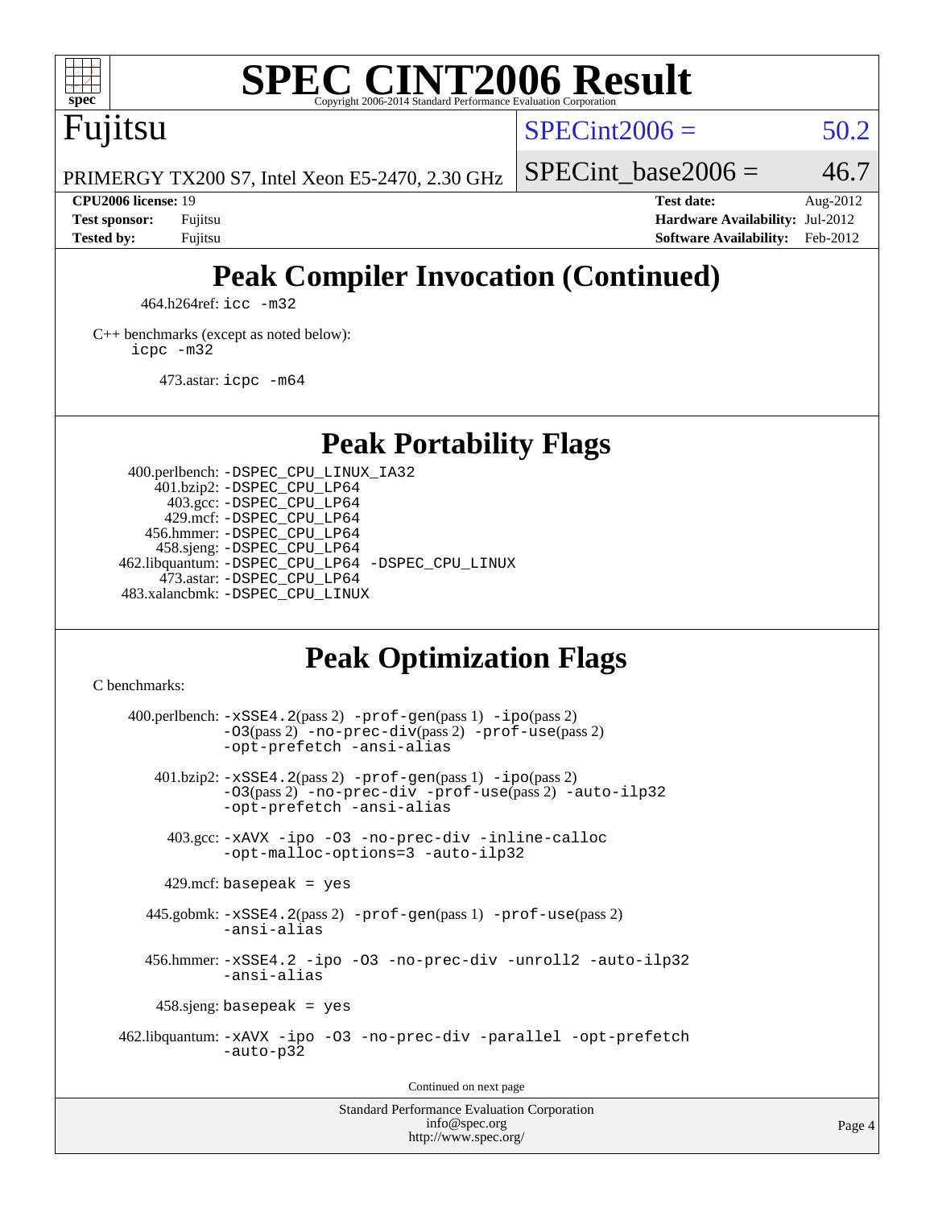# SPEC CINT2006 Result

Copyright 2006-2014 Standard Performance Evaluation Corporation

## Fujitsu

PRIMERGY TX200 S7, Intel Xeon E5-2470, 2.30 GHz

SPECint2006 = 50.2

SPECint_base2006 = 46.7

| | | | |
|---|---|---|---|
| **CPU2006 license:** 19 | | **Test date:** | Aug-2012 |
| **Test sponsor:** | Fujitsu | **Hardware Availability:** | Jul-2012 |
| **Tested by:** | Fujitsu | **Software Availability:** | Feb-2012 |

## Peak Compiler Invocation (Continued)

464.h264ref: `icc -m32`

C++ benchmarks (except as noted below):
`icpc -m32`

473.astar: `icpc -m64`

## Peak Portability Flags

400.perlbench: `-DSPEC_CPU_LINUX_IA32`
401.bzip2: `-DSPEC_CPU_LP64`
403.gcc: `-DSPEC_CPU_LP64`
429.mcf: `-DSPEC_CPU_LP64`
456.hmmer: `-DSPEC_CPU_LP64`
458.sjeng: `-DSPEC_CPU_LP64`
462.libquantum: `-DSPEC_CPU_LP64 -DSPEC_CPU_LINUX`
473.astar: `-DSPEC_CPU_LP64`
483.xalancbmk: `-DSPEC_CPU_LINUX`

## Peak Optimization Flags

C benchmarks:

400.perlbench: `-xSSE4.2`(pass 2) `-prof-gen`(pass 1) `-ipo`(pass 2) `-O3`(pass 2) `-no-prec-div`(pass 2) `-prof-use`(pass 2) `-opt-prefetch -ansi-alias`

401.bzip2: `-xSSE4.2`(pass 2) `-prof-gen`(pass 1) `-ipo`(pass 2) `-O3`(pass 2) `-no-prec-div -prof-use`(pass 2) `-auto-ilp32 -opt-prefetch -ansi-alias`

403.gcc: `-xAVX -ipo -O3 -no-prec-div -inline-calloc -opt-malloc-options=3 -auto-ilp32`

429.mcf: `basepeak = yes`

445.gobmk: `-xSSE4.2`(pass 2) `-prof-gen`(pass 1) `-prof-use`(pass 2) `-ansi-alias`

456.hmmer: `-xSSE4.2 -ipo -O3 -no-prec-div -unroll2 -auto-ilp32 -ansi-alias`

458.sjeng: `basepeak = yes`

462.libquantum: `-xAVX -ipo -O3 -no-prec-div -parallel -opt-prefetch -auto-p32`

Continued on next page

Standard Performance Evaluation Corporation
info@spec.org
http://www.spec.org/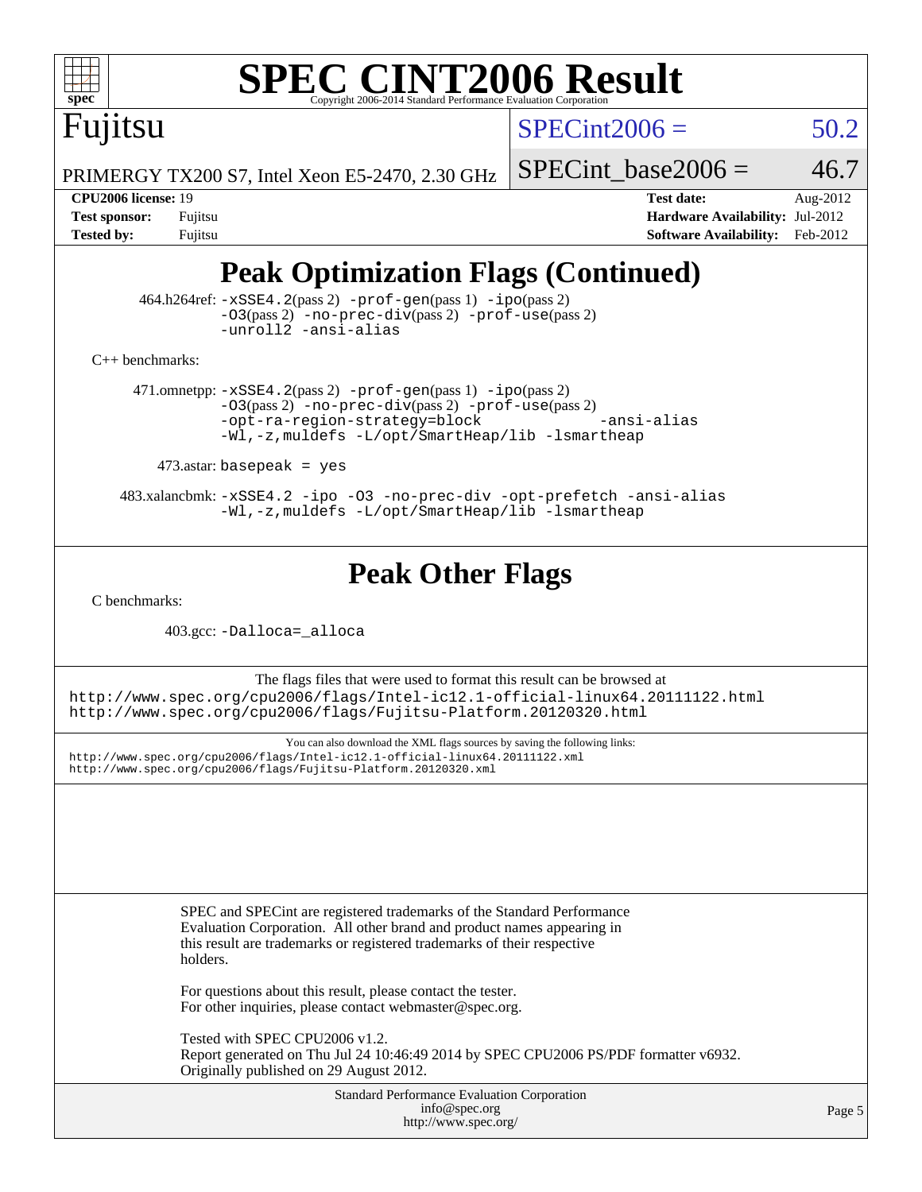# SPEC CINT2006 Result

Copyright 2006-2014 Standard Performance Evaluation Corporation

Fujitsu

PRIMERGY TX200 S7, Intel Xeon E5-2470, 2.30 GHz

SPECint2006 = 50.2

SPECint_base2006 = 46.7

| | | | |
|---|---|---|---|
| **CPU2006 license:** 19 | | **Test date:** | Aug-2012 |
| **Test sponsor:** | Fujitsu | **Hardware Availability:** | Jul-2012 |
| **Tested by:** | Fujitsu | **Software Availability:** | Feb-2012 |

## Peak Optimization Flags (Continued)

464.h264ref: -xSSE4.2(pass 2) -prof-gen(pass 1) -ipo(pass 2) -O3(pass 2) -no-prec-div(pass 2) -prof-use(pass 2) -unroll2 -ansi-alias

C++ benchmarks:

471.omnetpp: -xSSE4.2(pass 2) -prof-gen(pass 1) -ipo(pass 2) -O3(pass 2) -no-prec-div(pass 2) -prof-use(pass 2) -opt-ra-region-strategy=block -ansi-alias -Wl,-z,muldefs -L/opt/SmartHeap/lib -lsmartheap

473.astar: basepeak = yes

483.xalancbmk: -xSSE4.2 -ipo -O3 -no-prec-div -opt-prefetch -ansi-alias -Wl,-z,muldefs -L/opt/SmartHeap/lib -lsmartheap

## Peak Other Flags

C benchmarks:

403.gcc: -Dalloca=_alloca

The flags files that were used to format this result can be browsed at
http://www.spec.org/cpu2006/flags/Intel-ic12.1-official-linux64.20111122.html
http://www.spec.org/cpu2006/flags/Fujitsu-Platform.20120320.html

You can also download the XML flags sources by saving the following links:
http://www.spec.org/cpu2006/flags/Intel-ic12.1-official-linux64.20111122.xml
http://www.spec.org/cpu2006/flags/Fujitsu-Platform.20120320.xml

SPEC and SPECint are registered trademarks of the Standard Performance Evaluation Corporation. All other brand and product names appearing in this result are trademarks or registered trademarks of their respective holders.

For questions about this result, please contact the tester.
For other inquiries, please contact webmaster@spec.org.

Tested with SPEC CPU2006 v1.2.
Report generated on Thu Jul 24 10:46:49 2014 by SPEC CPU2006 PS/PDF formatter v6932.
Originally published on 29 August 2012.